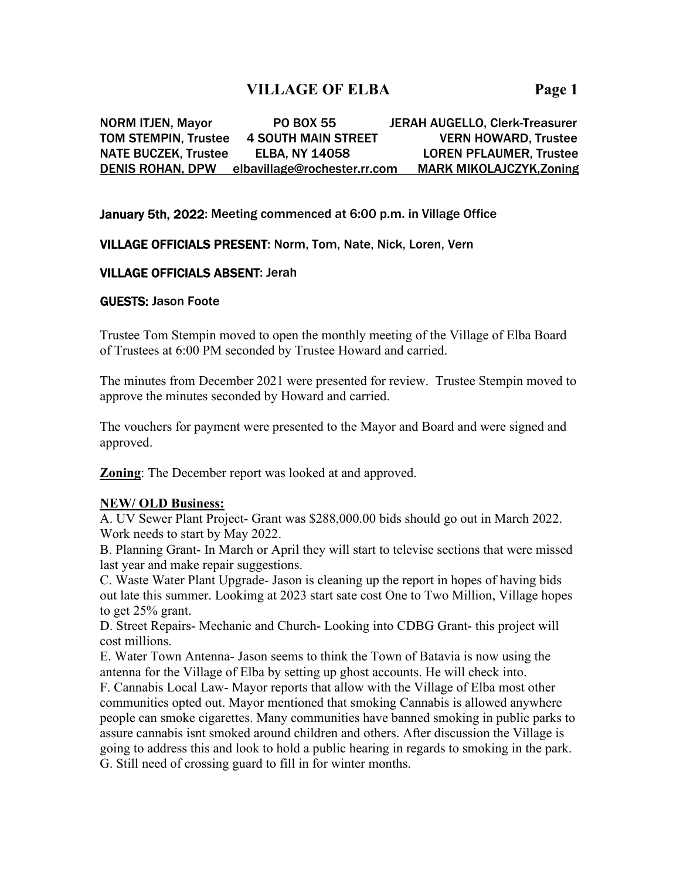# VILLAGE OF ELBA

| | | |
|---|---|---|
| NORM ITJEN, Mayor | PO BOX 55 | JERAH AUGELLO, Clerk-Treasurer |
| TOM STEMPIN, Trustee | 4 SOUTH MAIN STREET | VERN HOWARD, Trustee |
| NATE BUCZEK, Trustee | ELBA, NY 14058 | LOREN PFLAUMER, Trustee |
| DENIS ROHAN, DPW | elbavillage@rochester.rr.com | MARK MIKOLAJCZYK,Zoning |

January 5th, 2022: Meeting commenced at 6:00 p.m. in Village Office

VILLAGE OFFICIALS PRESENT: Norm, Tom, Nate, Nick, Loren, Vern

VILLAGE OFFICIALS ABSENT: Jerah

GUESTS: Jason Foote

Trustee Tom Stempin moved to open the monthly meeting of the Village of Elba Board of Trustees at 6:00 PM seconded by Trustee Howard and carried.

The minutes from December 2021 were presented for review. Trustee Stempin moved to approve the minutes seconded by Howard and carried.

The vouchers for payment were presented to the Mayor and Board and were signed and approved.

**Zoning**: The December report was looked at and approved.

**NEW/ OLD Business:**

A. UV Sewer Plant Project- Grant was $288,000.00 bids should go out in March 2022. Work needs to start by May 2022.

B. Planning Grant- In March or April they will start to televise sections that were missed last year and make repair suggestions.

C. Waste Water Plant Upgrade- Jason is cleaning up the report in hopes of having bids out late this summer. Lookimg at 2023 start sate cost One to Two Million, Village hopes to get 25% grant.

D. Street Repairs- Mechanic and Church- Looking into CDBG Grant- this project will cost millions.

E. Water Town Antenna- Jason seems to think the Town of Batavia is now using the antenna for the Village of Elba by setting up ghost accounts. He will check into.

F. Cannabis Local Law- Mayor reports that allow with the Village of Elba most other communities opted out. Mayor mentioned that smoking Cannabis is allowed anywhere people can smoke cigarettes. Many communities have banned smoking in public parks to assure cannabis isnt smoked around children and others. After discussion the Village is going to address this and look to hold a public hearing in regards to smoking in the park.

G. Still need of crossing guard to fill in for winter months.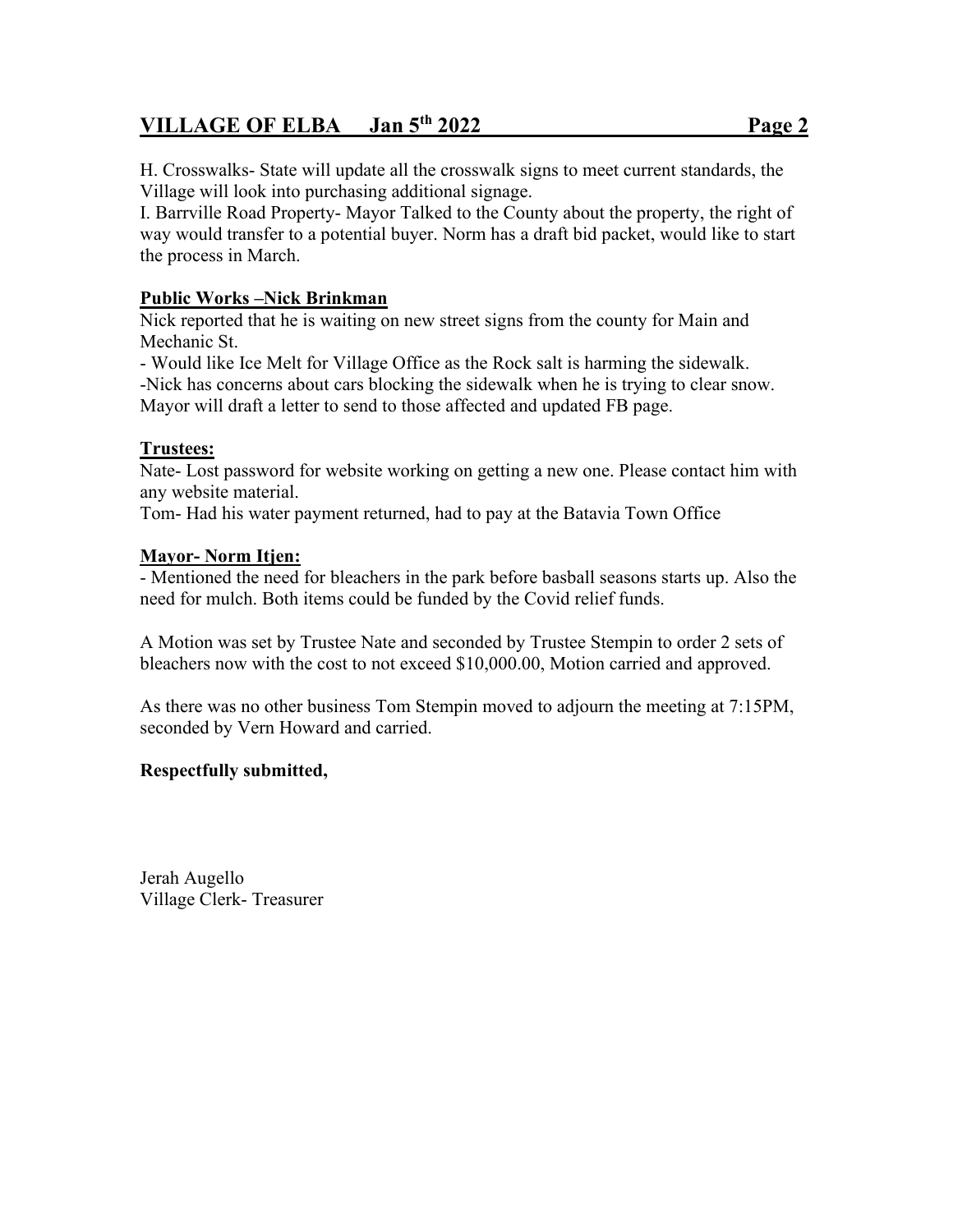H. Crosswalks- State will update all the crosswalk signs to meet current standards, the Village will look into purchasing additional signage.
I. Barrville Road Property- Mayor Talked to the County about the property, the right of way would transfer to a potential buyer. Norm has a draft bid packet, would like to start the process in March.

**Public Works –Nick Brinkman**

Nick reported that he is waiting on new street signs from the county for Main and Mechanic St.
- Would like Ice Melt for Village Office as the Rock salt is harming the sidewalk.
-Nick has concerns about cars blocking the sidewalk when he is trying to clear snow. Mayor will draft a letter to send to those affected and updated FB page.

**Trustees:**

Nate- Lost password for website working on getting a new one. Please contact him with any website material.
Tom- Had his water payment returned, had to pay at the Batavia Town Office

**Mayor- Norm Itjen:**

- Mentioned the need for bleachers in the park before basball seasons starts up. Also the need for mulch. Both items could be funded by the Covid relief funds.

A Motion was set by Trustee Nate and seconded by Trustee Stempin to order 2 sets of bleachers now with the cost to not exceed $10,000.00, Motion carried and approved.

As there was no other business Tom Stempin moved to adjourn the meeting at 7:15PM, seconded by Vern Howard and carried.

**Respectfully submitted,**

Jerah Augello
Village Clerk- Treasurer